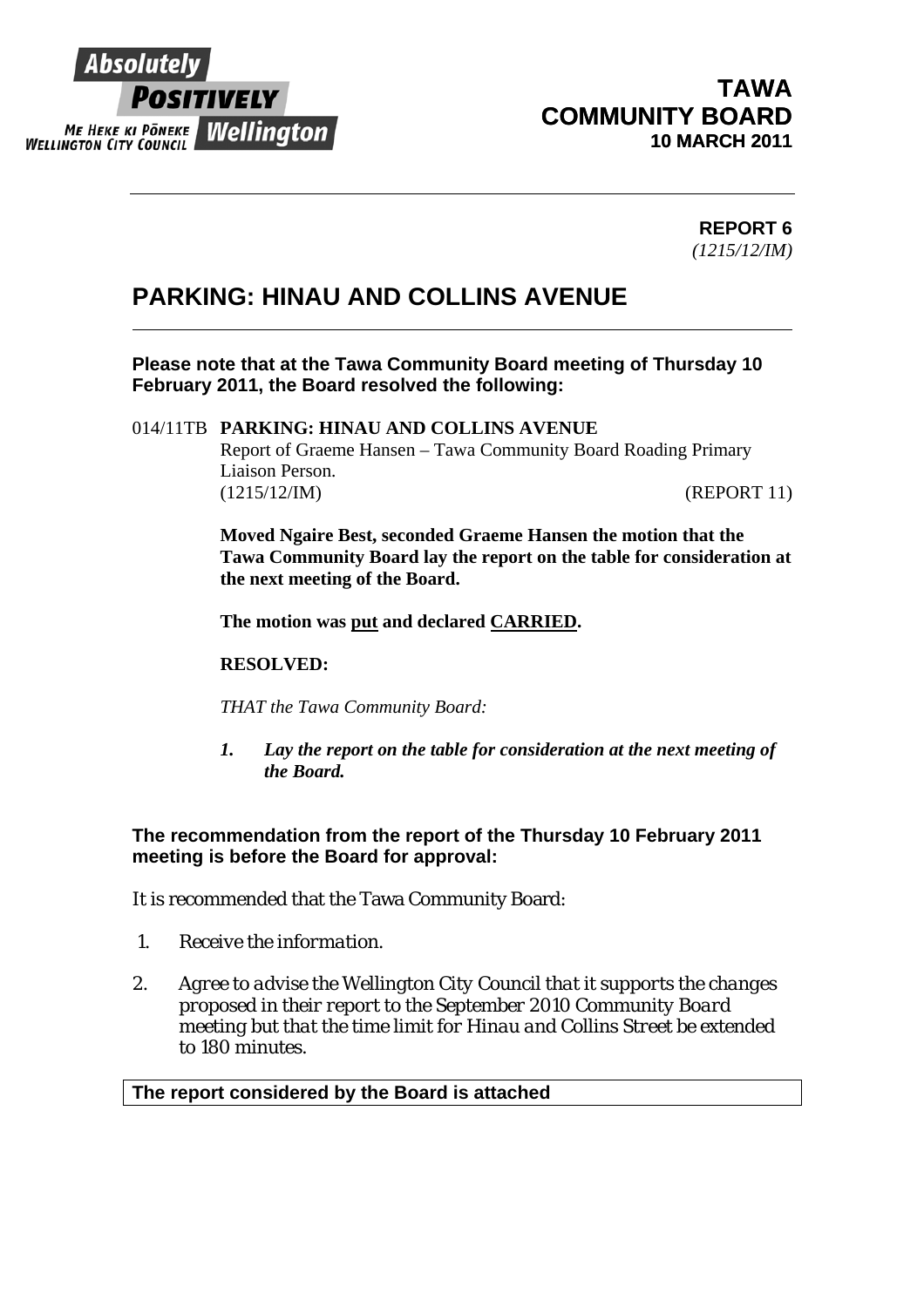Absolutely **POSITIVELY** Wellington
ME HEKE KI PŌNEKE
WELLINGTON CITY COUNCIL

**TAWA COMMUNITY BOARD**
**10 MARCH 2011**

**REPORT 6**
*(1215/12/IM)*

# PARKING: HINAU AND COLLINS AVENUE

**Please note that at the Tawa Community Board meeting of Thursday 10 February 2011, the Board resolved the following:**

014/11TB **PARKING: HINAU AND COLLINS AVENUE**
Report of Graeme Hansen – Tawa Community Board Roading Primary Liaison Person.
(1215/12/IM) (REPORT 11)

**Moved Ngaire Best, seconded Graeme Hansen the motion that the Tawa Community Board lay the report on the table for consideration at the next meeting of the Board.**

**The motion was put and declared CARRIED.**

**RESOLVED:**

*THAT the Tawa Community Board:*

1. ***Lay the report on the table for consideration at the next meeting of the Board.***

**The recommendation from the report of the Thursday 10 February 2011 meeting is before the Board for approval:**

*It is recommended that the Tawa Community Board:*

1. *Receive the information.*
2. *Agree to advise the Wellington City Council that it supports the changes proposed in their report to the September 2010 Community Board meeting but that the time limit for Hinau and Collins Street be extended to 180 minutes.*

**The report considered by the Board is attached**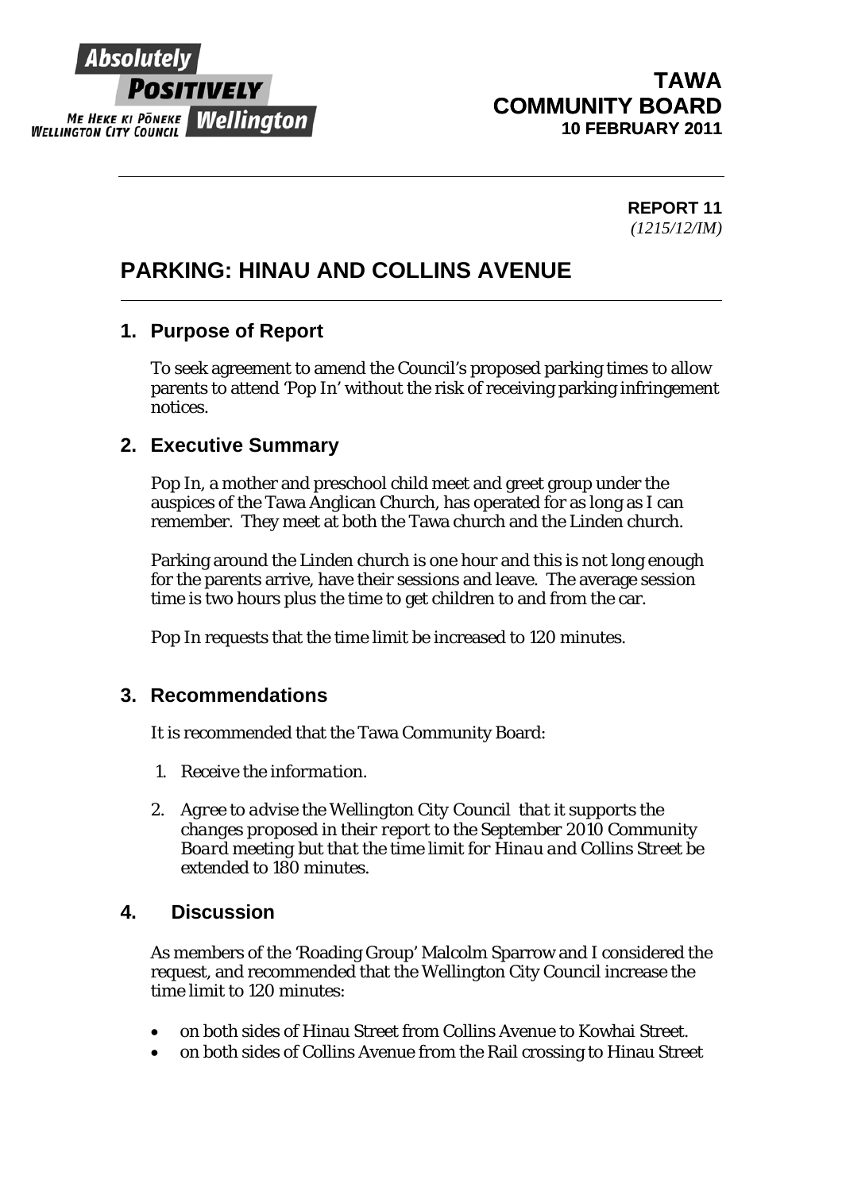# TAWA COMMUNITY BOARD
**10 FEBRUARY 2011**

**REPORT 11**
*(1215/12/IM)*

# PARKING: HINAU AND COLLINS AVENUE

## 1. Purpose of Report

To seek agreement to amend the Council's proposed parking times to allow parents to attend 'Pop In' without the risk of receiving parking infringement notices.

## 2. Executive Summary

Pop In, a mother and preschool child meet and greet group under the auspices of the Tawa Anglican Church, has operated for as long as I can remember. They meet at both the Tawa church and the Linden church.

Parking around the Linden church is one hour and this is not long enough for the parents arrive, have their sessions and leave. The average session time is two hours plus the time to get children to and from the car.

Pop In requests that the time limit be increased to 120 minutes.

## 3. Recommendations

It is recommended that the Tawa Community Board:

1. *Receive the information.*
2. *Agree to advise the Wellington City Council that it supports the changes proposed in their report to the September 2010 Community Board meeting but that the time limit for Hinau and Collins Street be extended to 180 minutes.*

## 4. Discussion

As members of the 'Roading Group' Malcolm Sparrow and I considered the request, and recommended that the Wellington City Council increase the time limit to 120 minutes:

- on both sides of Hinau Street from Collins Avenue to Kowhai Street.
- on both sides of Collins Avenue from the Rail crossing to Hinau Street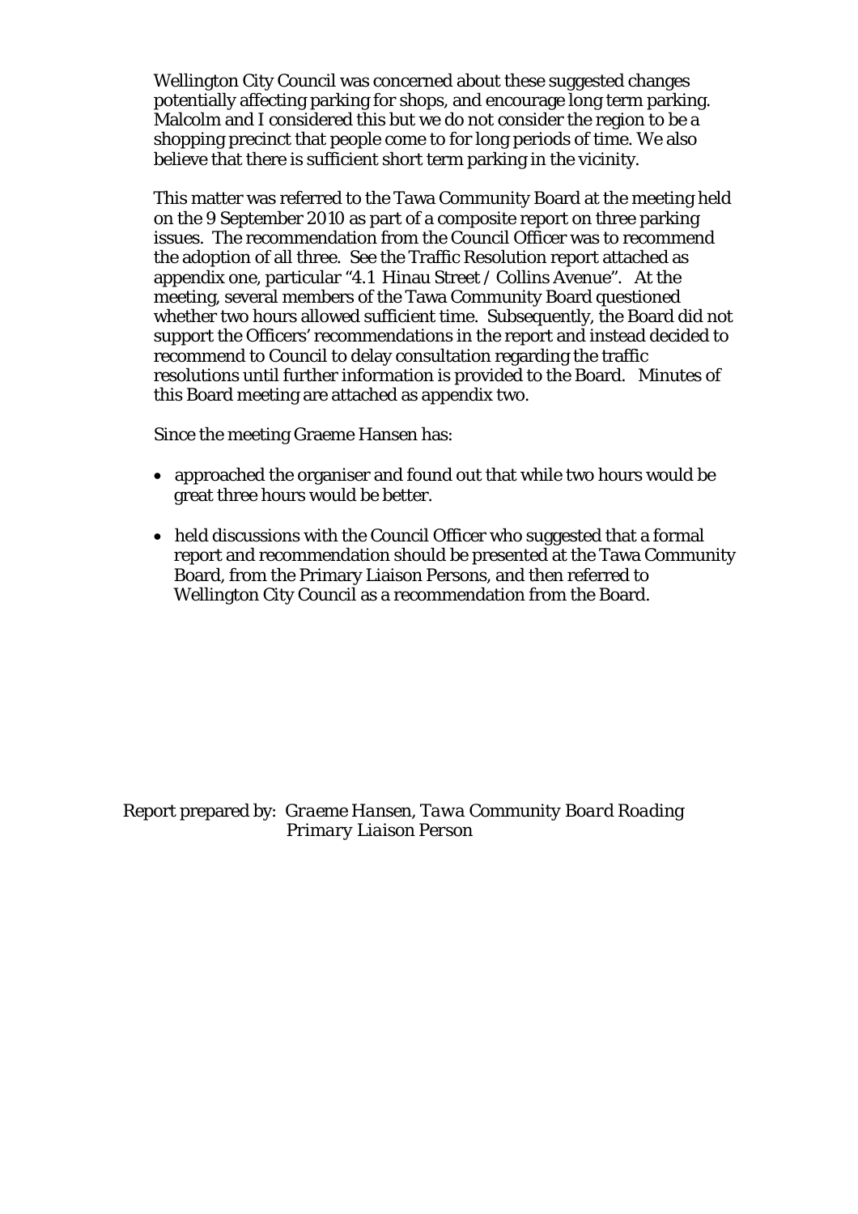Wellington City Council was concerned about these suggested changes potentially affecting parking for shops, and encourage long term parking. Malcolm and I considered this but we do not consider the region to be a shopping precinct that people come to for long periods of time. We also believe that there is sufficient short term parking in the vicinity.

This matter was referred to the Tawa Community Board at the meeting held on the 9 September 2010 as part of a composite report on three parking issues. The recommendation from the Council Officer was to recommend the adoption of all three. See the Traffic Resolution report attached as appendix one, particular "4.1 Hinau Street / Collins Avenue". At the meeting, several members of the Tawa Community Board questioned whether two hours allowed sufficient time. Subsequently, the Board did not support the Officers' recommendations in the report and instead decided to recommend to Council to delay consultation regarding the traffic resolutions until further information is provided to the Board. Minutes of this Board meeting are attached as appendix two.

Since the meeting Graeme Hansen has:

- approached the organiser and found out that while two hours would be great three hours would be better.
- held discussions with the Council Officer who suggested that a formal report and recommendation should be presented at the Tawa Community Board, from the Primary Liaison Persons, and then referred to Wellington City Council as a recommendation from the Board.

Report prepared by: *Graeme Hansen, Tawa Community Board Roading Primary Liaison Person*